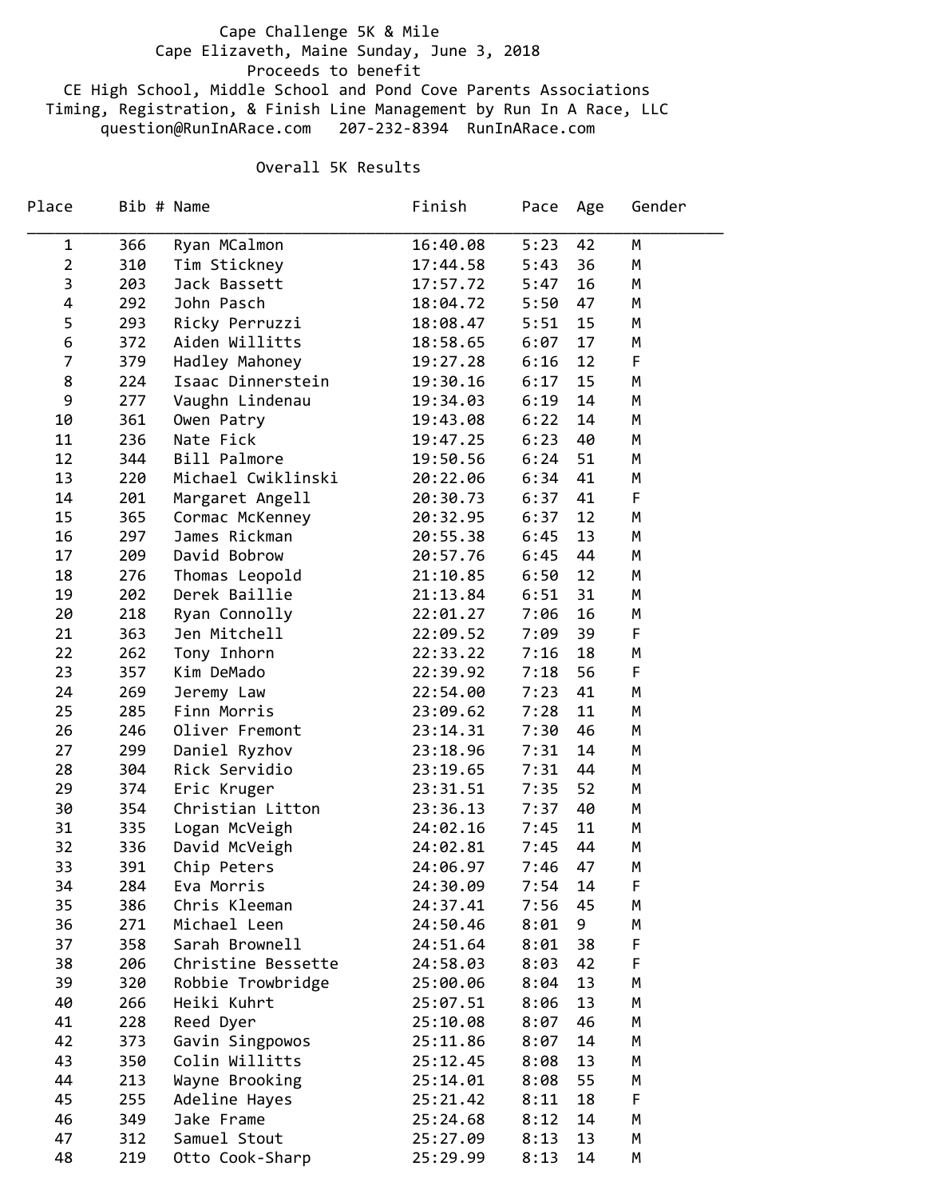Cape Challenge 5K & Mile
Cape Elizaveth, Maine Sunday, June 3, 2018
Proceeds to benefit
CE High School, Middle School and Pond Cove Parents Associations
Timing, Registration, & Finish Line Management by Run In A Race, LLC
question@RunInARace.com 207-232-8394 RunInARace.com

## Overall 5K Results

| Place | Bib # | Name | Finish | Pace | Age | Gender |
|---|---|---|---|---|---|---|
| 1 | 366 | Ryan MCalmon | 16:40.08 | 5:23 | 42 | M |
| 2 | 310 | Tim Stickney | 17:44.58 | 5:43 | 36 | M |
| 3 | 203 | Jack Bassett | 17:57.72 | 5:47 | 16 | M |
| 4 | 292 | John Pasch | 18:04.72 | 5:50 | 47 | M |
| 5 | 293 | Ricky Perruzzi | 18:08.47 | 5:51 | 15 | M |
| 6 | 372 | Aiden Willitts | 18:58.65 | 6:07 | 17 | M |
| 7 | 379 | Hadley Mahoney | 19:27.28 | 6:16 | 12 | F |
| 8 | 224 | Isaac Dinnerstein | 19:30.16 | 6:17 | 15 | M |
| 9 | 277 | Vaughn Lindenau | 19:34.03 | 6:19 | 14 | M |
| 10 | 361 | Owen Patry | 19:43.08 | 6:22 | 14 | M |
| 11 | 236 | Nate Fick | 19:47.25 | 6:23 | 40 | M |
| 12 | 344 | Bill Palmore | 19:50.56 | 6:24 | 51 | M |
| 13 | 220 | Michael Cwiklinski | 20:22.06 | 6:34 | 41 | M |
| 14 | 201 | Margaret Angell | 20:30.73 | 6:37 | 41 | F |
| 15 | 365 | Cormac McKenney | 20:32.95 | 6:37 | 12 | M |
| 16 | 297 | James Rickman | 20:55.38 | 6:45 | 13 | M |
| 17 | 209 | David Bobrow | 20:57.76 | 6:45 | 44 | M |
| 18 | 276 | Thomas Leopold | 21:10.85 | 6:50 | 12 | M |
| 19 | 202 | Derek Baillie | 21:13.84 | 6:51 | 31 | M |
| 20 | 218 | Ryan Connolly | 22:01.27 | 7:06 | 16 | M |
| 21 | 363 | Jen Mitchell | 22:09.52 | 7:09 | 39 | F |
| 22 | 262 | Tony Inhorn | 22:33.22 | 7:16 | 18 | M |
| 23 | 357 | Kim DeMado | 22:39.92 | 7:18 | 56 | F |
| 24 | 269 | Jeremy Law | 22:54.00 | 7:23 | 41 | M |
| 25 | 285 | Finn Morris | 23:09.62 | 7:28 | 11 | M |
| 26 | 246 | Oliver Fremont | 23:14.31 | 7:30 | 46 | M |
| 27 | 299 | Daniel Ryzhov | 23:18.96 | 7:31 | 14 | M |
| 28 | 304 | Rick Servidio | 23:19.65 | 7:31 | 44 | M |
| 29 | 374 | Eric Kruger | 23:31.51 | 7:35 | 52 | M |
| 30 | 354 | Christian Litton | 23:36.13 | 7:37 | 40 | M |
| 31 | 335 | Logan McVeigh | 24:02.16 | 7:45 | 11 | M |
| 32 | 336 | David McVeigh | 24:02.81 | 7:45 | 44 | M |
| 33 | 391 | Chip Peters | 24:06.97 | 7:46 | 47 | M |
| 34 | 284 | Eva Morris | 24:30.09 | 7:54 | 14 | F |
| 35 | 386 | Chris Kleeman | 24:37.41 | 7:56 | 45 | M |
| 36 | 271 | Michael Leen | 24:50.46 | 8:01 | 9 | M |
| 37 | 358 | Sarah Brownell | 24:51.64 | 8:01 | 38 | F |
| 38 | 206 | Christine Bessette | 24:58.03 | 8:03 | 42 | F |
| 39 | 320 | Robbie Trowbridge | 25:00.06 | 8:04 | 13 | M |
| 40 | 266 | Heiki Kuhrt | 25:07.51 | 8:06 | 13 | M |
| 41 | 228 | Reed Dyer | 25:10.08 | 8:07 | 46 | M |
| 42 | 373 | Gavin Singpowos | 25:11.86 | 8:07 | 14 | M |
| 43 | 350 | Colin Willitts | 25:12.45 | 8:08 | 13 | M |
| 44 | 213 | Wayne Brooking | 25:14.01 | 8:08 | 55 | M |
| 45 | 255 | Adeline Hayes | 25:21.42 | 8:11 | 18 | F |
| 46 | 349 | Jake Frame | 25:24.68 | 8:12 | 14 | M |
| 47 | 312 | Samuel Stout | 25:27.09 | 8:13 | 13 | M |
| 48 | 219 | Otto Cook-Sharp | 25:29.99 | 8:13 | 14 | M |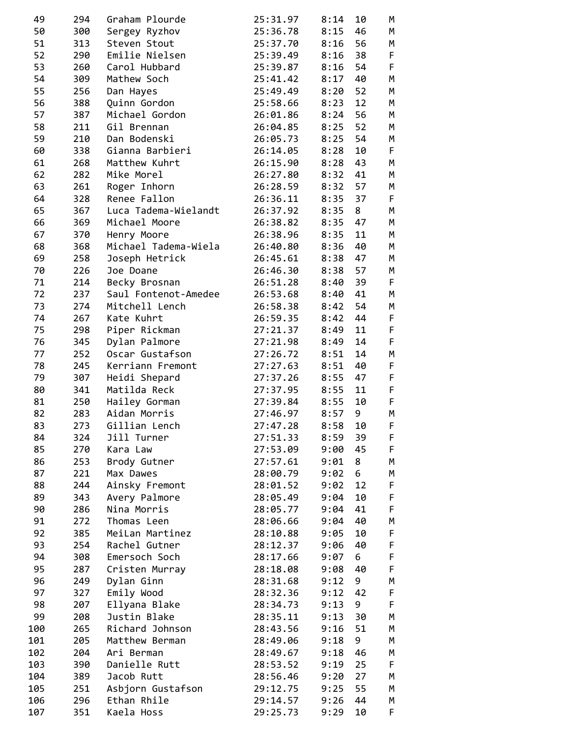| | | | | | | |
|---|---|---|---|---|---|---|
| 49 | 294 | Graham Plourde | 25:31.97 | 8:14 | 10 | M |
| 50 | 300 | Sergey Ryzhov | 25:36.78 | 8:15 | 46 | M |
| 51 | 313 | Steven Stout | 25:37.70 | 8:16 | 56 | M |
| 52 | 290 | Emilie Nielsen | 25:39.49 | 8:16 | 38 | F |
| 53 | 260 | Carol Hubbard | 25:39.87 | 8:16 | 54 | F |
| 54 | 309 | Mathew Soch | 25:41.42 | 8:17 | 40 | M |
| 55 | 256 | Dan Hayes | 25:49.49 | 8:20 | 52 | M |
| 56 | 388 | Quinn Gordon | 25:58.66 | 8:23 | 12 | M |
| 57 | 387 | Michael Gordon | 26:01.86 | 8:24 | 56 | M |
| 58 | 211 | Gil Brennan | 26:04.85 | 8:25 | 52 | M |
| 59 | 210 | Dan Bodenski | 26:05.73 | 8:25 | 54 | M |
| 60 | 338 | Gianna Barbieri | 26:14.05 | 8:28 | 10 | F |
| 61 | 268 | Matthew Kuhrt | 26:15.90 | 8:28 | 43 | M |
| 62 | 282 | Mike Morel | 26:27.80 | 8:32 | 41 | M |
| 63 | 261 | Roger Inhorn | 26:28.59 | 8:32 | 57 | M |
| 64 | 328 | Renee Fallon | 26:36.11 | 8:35 | 37 | F |
| 65 | 367 | Luca Tadema-Wielandt | 26:37.92 | 8:35 | 8 | M |
| 66 | 369 | Michael Moore | 26:38.82 | 8:35 | 47 | M |
| 67 | 370 | Henry Moore | 26:38.96 | 8:35 | 11 | M |
| 68 | 368 | Michael Tadema-Wiela | 26:40.80 | 8:36 | 40 | M |
| 69 | 258 | Joseph Hetrick | 26:45.61 | 8:38 | 47 | M |
| 70 | 226 | Joe Doane | 26:46.30 | 8:38 | 57 | M |
| 71 | 214 | Becky Brosnan | 26:51.28 | 8:40 | 39 | F |
| 72 | 237 | Saul Fontenot-Amedee | 26:53.68 | 8:40 | 41 | M |
| 73 | 274 | Mitchell Lench | 26:58.38 | 8:42 | 54 | M |
| 74 | 267 | Kate Kuhrt | 26:59.35 | 8:42 | 44 | F |
| 75 | 298 | Piper Rickman | 27:21.37 | 8:49 | 11 | F |
| 76 | 345 | Dylan Palmore | 27:21.98 | 8:49 | 14 | F |
| 77 | 252 | Oscar Gustafson | 27:26.72 | 8:51 | 14 | M |
| 78 | 245 | Kerriann Fremont | 27:27.63 | 8:51 | 40 | F |
| 79 | 307 | Heidi Shepard | 27:37.26 | 8:55 | 47 | F |
| 80 | 341 | Matilda Reck | 27:37.95 | 8:55 | 11 | F |
| 81 | 250 | Hailey Gorman | 27:39.84 | 8:55 | 10 | F |
| 82 | 283 | Aidan Morris | 27:46.97 | 8:57 | 9 | M |
| 83 | 273 | Gillian Lench | 27:47.28 | 8:58 | 10 | F |
| 84 | 324 | Jill Turner | 27:51.33 | 8:59 | 39 | F |
| 85 | 270 | Kara Law | 27:53.09 | 9:00 | 45 | F |
| 86 | 253 | Brody Gutner | 27:57.61 | 9:01 | 8 | M |
| 87 | 221 | Max Dawes | 28:00.79 | 9:02 | 6 | M |
| 88 | 244 | Ainsky Fremont | 28:01.52 | 9:02 | 12 | F |
| 89 | 343 | Avery Palmore | 28:05.49 | 9:04 | 10 | F |
| 90 | 286 | Nina Morris | 28:05.77 | 9:04 | 41 | F |
| 91 | 272 | Thomas Leen | 28:06.66 | 9:04 | 40 | M |
| 92 | 385 | MeiLan Martinez | 28:10.88 | 9:05 | 10 | F |
| 93 | 254 | Rachel Gutner | 28:12.37 | 9:06 | 40 | F |
| 94 | 308 | Emersoch Soch | 28:17.66 | 9:07 | 6 | F |
| 95 | 287 | Cristen Murray | 28:18.08 | 9:08 | 40 | F |
| 96 | 249 | Dylan Ginn | 28:31.68 | 9:12 | 9 | M |
| 97 | 327 | Emily Wood | 28:32.36 | 9:12 | 42 | F |
| 98 | 207 | Ellyana Blake | 28:34.73 | 9:13 | 9 | F |
| 99 | 208 | Justin Blake | 28:35.11 | 9:13 | 30 | M |
| 100 | 265 | Richard Johnson | 28:43.56 | 9:16 | 51 | M |
| 101 | 205 | Matthew Berman | 28:49.06 | 9:18 | 9 | M |
| 102 | 204 | Ari Berman | 28:49.67 | 9:18 | 46 | M |
| 103 | 390 | Danielle Rutt | 28:53.52 | 9:19 | 25 | F |
| 104 | 389 | Jacob Rutt | 28:56.46 | 9:20 | 27 | M |
| 105 | 251 | Asbjorn Gustafson | 29:12.75 | 9:25 | 55 | M |
| 106 | 296 | Ethan Rhile | 29:14.57 | 9:26 | 44 | M |
| 107 | 351 | Kaela Hoss | 29:25.73 | 9:29 | 10 | F |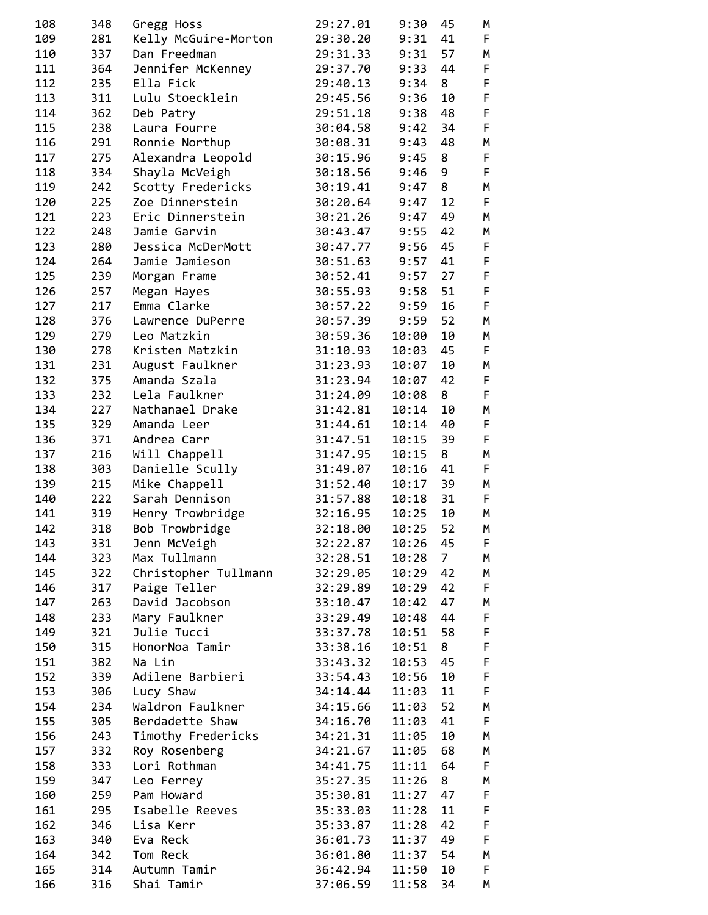| | | | | | | |
|---|---|---|---|---|---|---|
| 108 | 348 | Gregg Hoss | 29:27.01 | 9:30 | 45 | M |
| 109 | 281 | Kelly McGuire-Morton | 29:30.20 | 9:31 | 41 | F |
| 110 | 337 | Dan Freedman | 29:31.33 | 9:31 | 57 | M |
| 111 | 364 | Jennifer McKenney | 29:37.70 | 9:33 | 44 | F |
| 112 | 235 | Ella Fick | 29:40.13 | 9:34 | 8 | F |
| 113 | 311 | Lulu Stoecklein | 29:45.56 | 9:36 | 10 | F |
| 114 | 362 | Deb Patry | 29:51.18 | 9:38 | 48 | F |
| 115 | 238 | Laura Fourre | 30:04.58 | 9:42 | 34 | F |
| 116 | 291 | Ronnie Northup | 30:08.31 | 9:43 | 48 | M |
| 117 | 275 | Alexandra Leopold | 30:15.96 | 9:45 | 8 | F |
| 118 | 334 | Shayla McVeigh | 30:18.56 | 9:46 | 9 | F |
| 119 | 242 | Scotty Fredericks | 30:19.41 | 9:47 | 8 | M |
| 120 | 225 | Zoe Dinnerstein | 30:20.64 | 9:47 | 12 | F |
| 121 | 223 | Eric Dinnerstein | 30:21.26 | 9:47 | 49 | M |
| 122 | 248 | Jamie Garvin | 30:43.47 | 9:55 | 42 | M |
| 123 | 280 | Jessica McDerMott | 30:47.77 | 9:56 | 45 | F |
| 124 | 264 | Jamie Jamieson | 30:51.63 | 9:57 | 41 | F |
| 125 | 239 | Morgan Frame | 30:52.41 | 9:57 | 27 | F |
| 126 | 257 | Megan Hayes | 30:55.93 | 9:58 | 51 | F |
| 127 | 217 | Emma Clarke | 30:57.22 | 9:59 | 16 | F |
| 128 | 376 | Lawrence DuPerre | 30:57.39 | 9:59 | 52 | M |
| 129 | 279 | Leo Matzkin | 30:59.36 | 10:00 | 10 | M |
| 130 | 278 | Kristen Matzkin | 31:10.93 | 10:03 | 45 | F |
| 131 | 231 | August Faulkner | 31:23.93 | 10:07 | 10 | M |
| 132 | 375 | Amanda Szala | 31:23.94 | 10:07 | 42 | F |
| 133 | 232 | Lela Faulkner | 31:24.09 | 10:08 | 8 | F |
| 134 | 227 | Nathanael Drake | 31:42.81 | 10:14 | 10 | M |
| 135 | 329 | Amanda Leer | 31:44.61 | 10:14 | 40 | F |
| 136 | 371 | Andrea Carr | 31:47.51 | 10:15 | 39 | F |
| 137 | 216 | Will Chappell | 31:47.95 | 10:15 | 8 | M |
| 138 | 303 | Danielle Scully | 31:49.07 | 10:16 | 41 | F |
| 139 | 215 | Mike Chappell | 31:52.40 | 10:17 | 39 | M |
| 140 | 222 | Sarah Dennison | 31:57.88 | 10:18 | 31 | F |
| 141 | 319 | Henry Trowbridge | 32:16.95 | 10:25 | 10 | M |
| 142 | 318 | Bob Trowbridge | 32:18.00 | 10:25 | 52 | M |
| 143 | 331 | Jenn McVeigh | 32:22.87 | 10:26 | 45 | F |
| 144 | 323 | Max Tullmann | 32:28.51 | 10:28 | 7 | M |
| 145 | 322 | Christopher Tullmann | 32:29.05 | 10:29 | 42 | M |
| 146 | 317 | Paige Teller | 32:29.89 | 10:29 | 42 | F |
| 147 | 263 | David Jacobson | 33:10.47 | 10:42 | 47 | M |
| 148 | 233 | Mary Faulkner | 33:29.49 | 10:48 | 44 | F |
| 149 | 321 | Julie Tucci | 33:37.78 | 10:51 | 58 | F |
| 150 | 315 | HonorNoa Tamir | 33:38.16 | 10:51 | 8 | F |
| 151 | 382 | Na Lin | 33:43.32 | 10:53 | 45 | F |
| 152 | 339 | Adilene Barbieri | 33:54.43 | 10:56 | 10 | F |
| 153 | 306 | Lucy Shaw | 34:14.44 | 11:03 | 11 | F |
| 154 | 234 | Waldron Faulkner | 34:15.66 | 11:03 | 52 | M |
| 155 | 305 | Berdadette Shaw | 34:16.70 | 11:03 | 41 | F |
| 156 | 243 | Timothy Fredericks | 34:21.31 | 11:05 | 10 | M |
| 157 | 332 | Roy Rosenberg | 34:21.67 | 11:05 | 68 | M |
| 158 | 333 | Lori Rothman | 34:41.75 | 11:11 | 64 | F |
| 159 | 347 | Leo Ferrey | 35:27.35 | 11:26 | 8 | M |
| 160 | 259 | Pam Howard | 35:30.81 | 11:27 | 47 | F |
| 161 | 295 | Isabelle Reeves | 35:33.03 | 11:28 | 11 | F |
| 162 | 346 | Lisa Kerr | 35:33.87 | 11:28 | 42 | F |
| 163 | 340 | Eva Reck | 36:01.73 | 11:37 | 49 | F |
| 164 | 342 | Tom Reck | 36:01.80 | 11:37 | 54 | M |
| 165 | 314 | Autumn Tamir | 36:42.94 | 11:50 | 10 | F |
| 166 | 316 | Shai Tamir | 37:06.59 | 11:58 | 34 | M |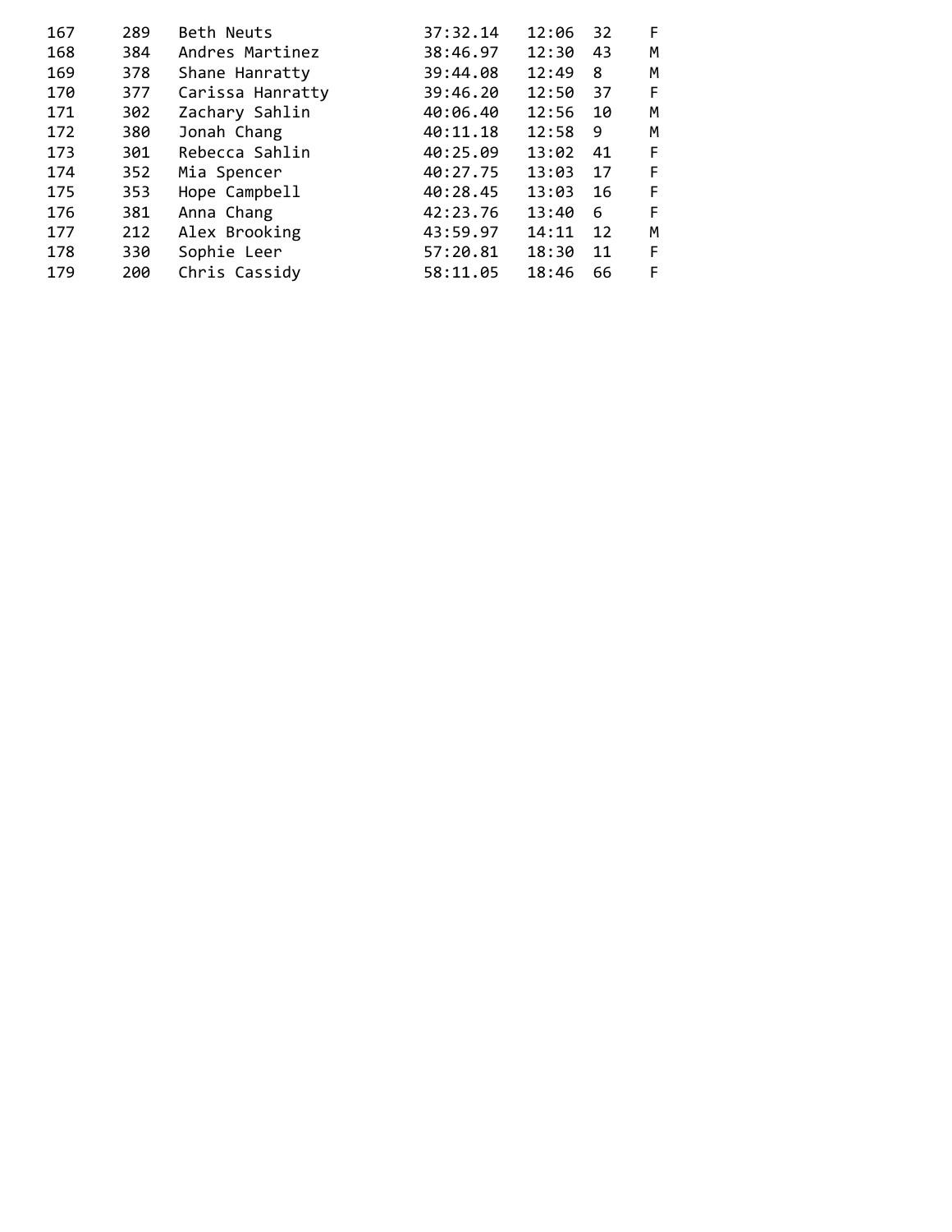| | | | | | | |
|---|---|---|---|---|---|---|
| 167 | 289 | Beth Neuts | 37:32.14 | 12:06 | 32 | F |
| 168 | 384 | Andres Martinez | 38:46.97 | 12:30 | 43 | M |
| 169 | 378 | Shane Hanratty | 39:44.08 | 12:49 | 8 | M |
| 170 | 377 | Carissa Hanratty | 39:46.20 | 12:50 | 37 | F |
| 171 | 302 | Zachary Sahlin | 40:06.40 | 12:56 | 10 | M |
| 172 | 380 | Jonah Chang | 40:11.18 | 12:58 | 9 | M |
| 173 | 301 | Rebecca Sahlin | 40:25.09 | 13:02 | 41 | F |
| 174 | 352 | Mia Spencer | 40:27.75 | 13:03 | 17 | F |
| 175 | 353 | Hope Campbell | 40:28.45 | 13:03 | 16 | F |
| 176 | 381 | Anna Chang | 42:23.76 | 13:40 | 6 | F |
| 177 | 212 | Alex Brooking | 43:59.97 | 14:11 | 12 | M |
| 178 | 330 | Sophie Leer | 57:20.81 | 18:30 | 11 | F |
| 179 | 200 | Chris Cassidy | 58:11.05 | 18:46 | 66 | F |